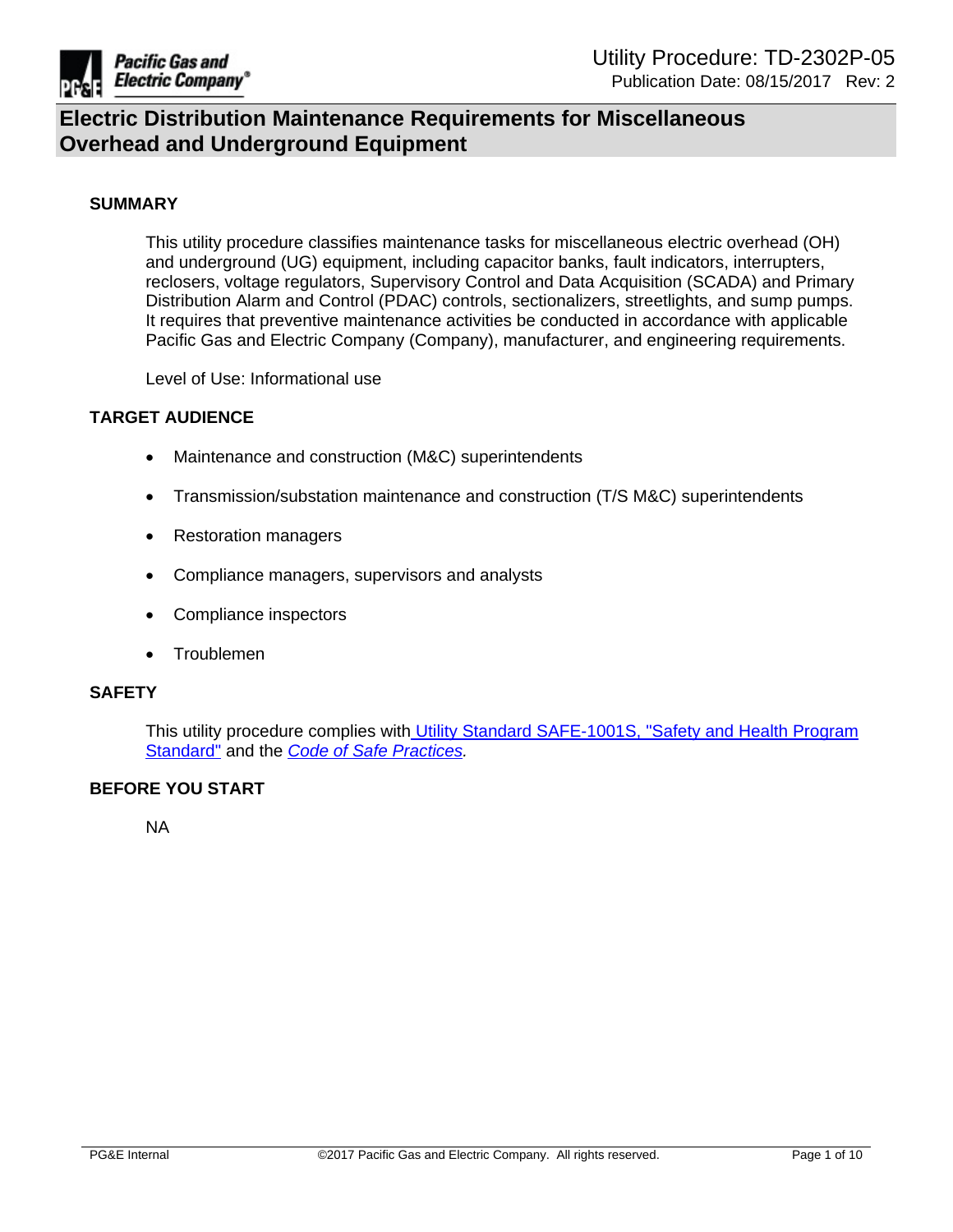Utility Procedure: TD-2302P-05

Publication Date: 08/15/2017 Rev: 2

# Electric Distribution Maintenance Requirements for Miscellaneous Overhead and Underground Equipment

## SUMMARY

This utility procedure classifies maintenance tasks for miscellaneous electric overhead (OH) and underground (UG) equipment, including capacitor banks, fault indicators, interrupters, reclosers, voltage regulators, Supervisory Control and Data Acquisition (SCADA) and Primary Distribution Alarm and Control (PDAC) controls, sectionalizers, streetlights, and sump pumps. It requires that preventive maintenance activities be conducted in accordance with applicable Pacific Gas and Electric Company (Company), manufacturer, and engineering requirements.

Level of Use: Informational use

## TARGET AUDIENCE

- Maintenance and construction (M&C) superintendents
- Transmission/substation maintenance and construction (T/S M&C) superintendents
- Restoration managers
- Compliance managers, supervisors and analysts
- Compliance inspectors
- Troublemen

## SAFETY

This utility procedure complies with Utility Standard SAFE-1001S, "Safety and Health Program Standard" and the *Code of Safe Practices.*

## BEFORE YOU START

NA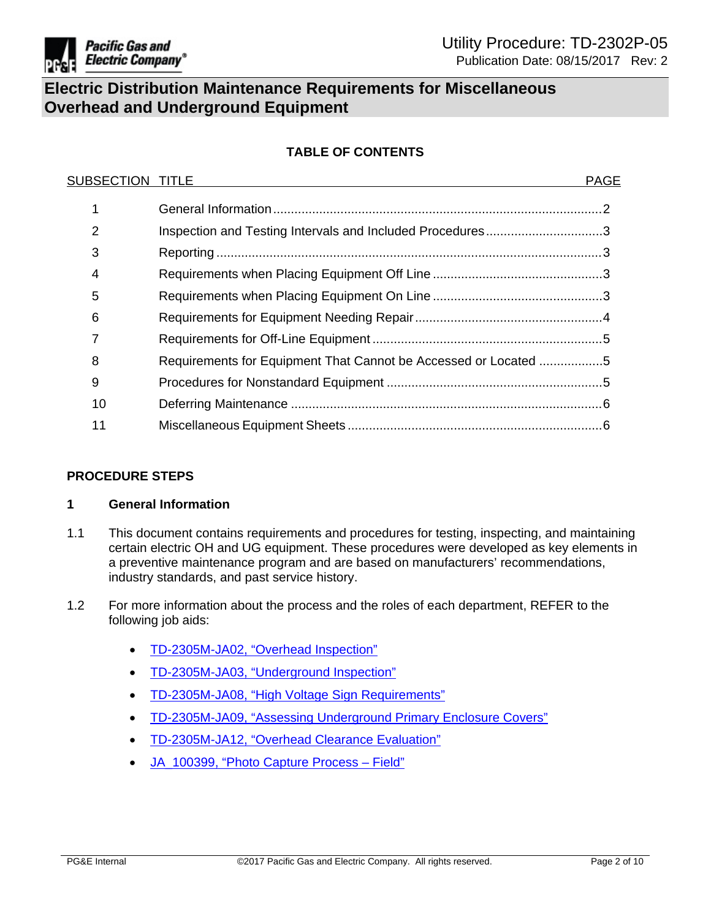# Electric Distribution Maintenance Requirements for Miscellaneous Overhead and Underground Equipment

**TABLE OF CONTENTS**

| SUBSECTION | TITLE | PAGE |
|---|---|---|
| 1 | General Information | 2 |
| 2 | Inspection and Testing Intervals and Included Procedures | 3 |
| 3 | Reporting | 3 |
| 4 | Requirements when Placing Equipment Off Line | 3 |
| 5 | Requirements when Placing Equipment On Line | 3 |
| 6 | Requirements for Equipment Needing Repair | 4 |
| 7 | Requirements for Off-Line Equipment | 5 |
| 8 | Requirements for Equipment That Cannot be Accessed or Located | 5 |
| 9 | Procedures for Nonstandard Equipment | 5 |
| 10 | Deferring Maintenance | 6 |
| 11 | Miscellaneous Equipment Sheets | 6 |

## PROCEDURE STEPS

### 1 General Information

1.1 This document contains requirements and procedures for testing, inspecting, and maintaining certain electric OH and UG equipment. These procedures were developed as key elements in a preventive maintenance program and are based on manufacturers' recommendations, industry standards, and past service history.

1.2 For more information about the process and the roles of each department, REFER to the following job aids:

- TD-2305M-JA02, "Overhead Inspection"
- TD-2305M-JA03, "Underground Inspection"
- TD-2305M-JA08, "High Voltage Sign Requirements"
- TD-2305M-JA09, "Assessing Underground Primary Enclosure Covers"
- TD-2305M-JA12, "Overhead Clearance Evaluation"
- JA_100399, "Photo Capture Process – Field"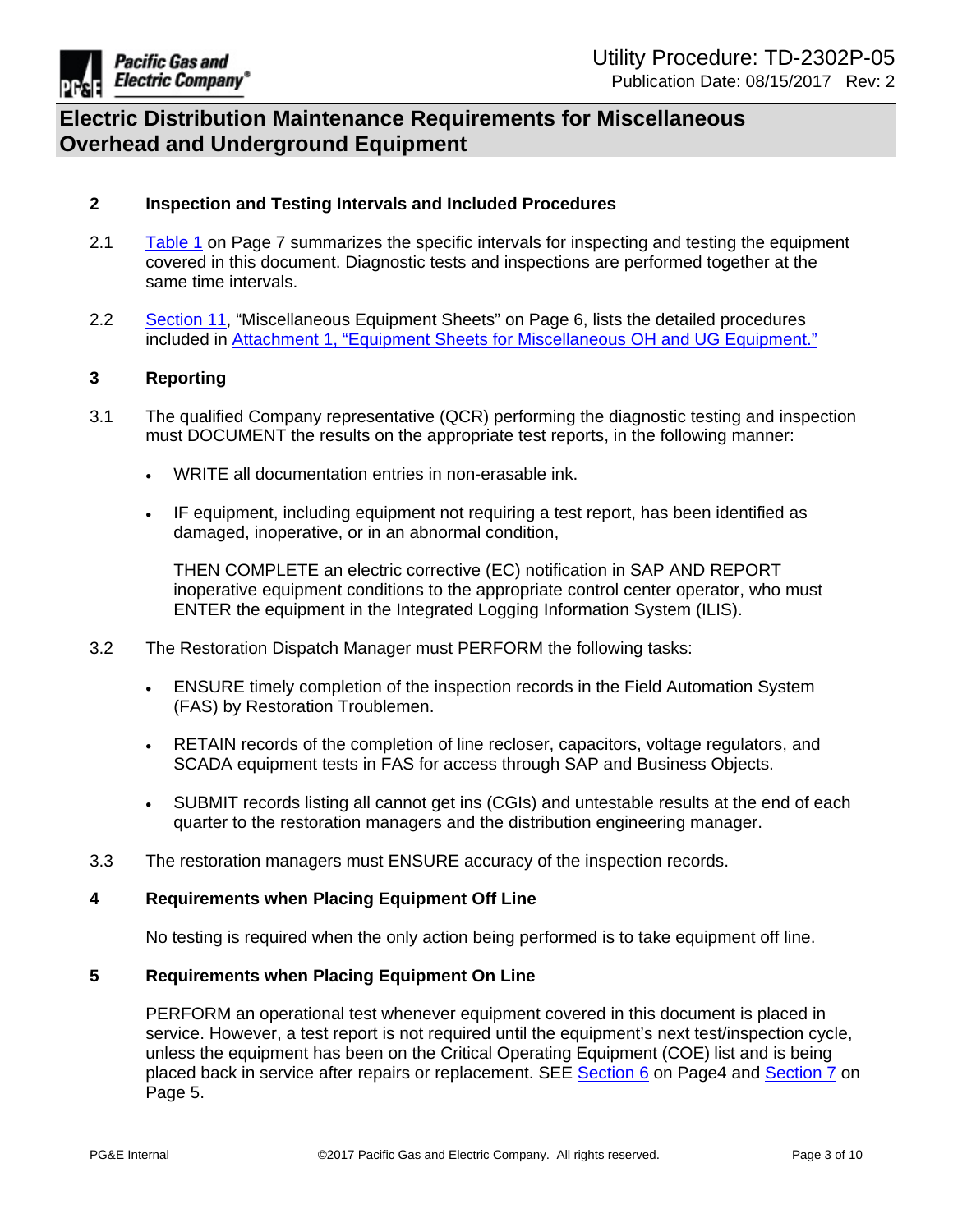## 2 Inspection and Testing Intervals and Included Procedures

2.1 Table 1 on Page 7 summarizes the specific intervals for inspecting and testing the equipment covered in this document. Diagnostic tests and inspections are performed together at the same time intervals.

2.2 Section 11, "Miscellaneous Equipment Sheets" on Page 6, lists the detailed procedures included in Attachment 1, "Equipment Sheets for Miscellaneous OH and UG Equipment."

## 3 Reporting

3.1 The qualified Company representative (QCR) performing the diagnostic testing and inspection must DOCUMENT the results on the appropriate test reports, in the following manner:

- WRITE all documentation entries in non-erasable ink.
- IF equipment, including equipment not requiring a test report, has been identified as damaged, inoperative, or in an abnormal condition,

  THEN COMPLETE an electric corrective (EC) notification in SAP AND REPORT inoperative equipment conditions to the appropriate control center operator, who must ENTER the equipment in the Integrated Logging Information System (ILIS).

3.2 The Restoration Dispatch Manager must PERFORM the following tasks:

- ENSURE timely completion of the inspection records in the Field Automation System (FAS) by Restoration Troublemen.
- RETAIN records of the completion of line recloser, capacitors, voltage regulators, and SCADA equipment tests in FAS for access through SAP and Business Objects.
- SUBMIT records listing all cannot get ins (CGIs) and untestable results at the end of each quarter to the restoration managers and the distribution engineering manager.

3.3 The restoration managers must ENSURE accuracy of the inspection records.

## 4 Requirements when Placing Equipment Off Line

No testing is required when the only action being performed is to take equipment off line.

## 5 Requirements when Placing Equipment On Line

PERFORM an operational test whenever equipment covered in this document is placed in service. However, a test report is not required until the equipment's next test/inspection cycle, unless the equipment has been on the Critical Operating Equipment (COE) list and is being placed back in service after repairs or replacement. SEE Section 6 on Page4 and Section 7 on Page 5.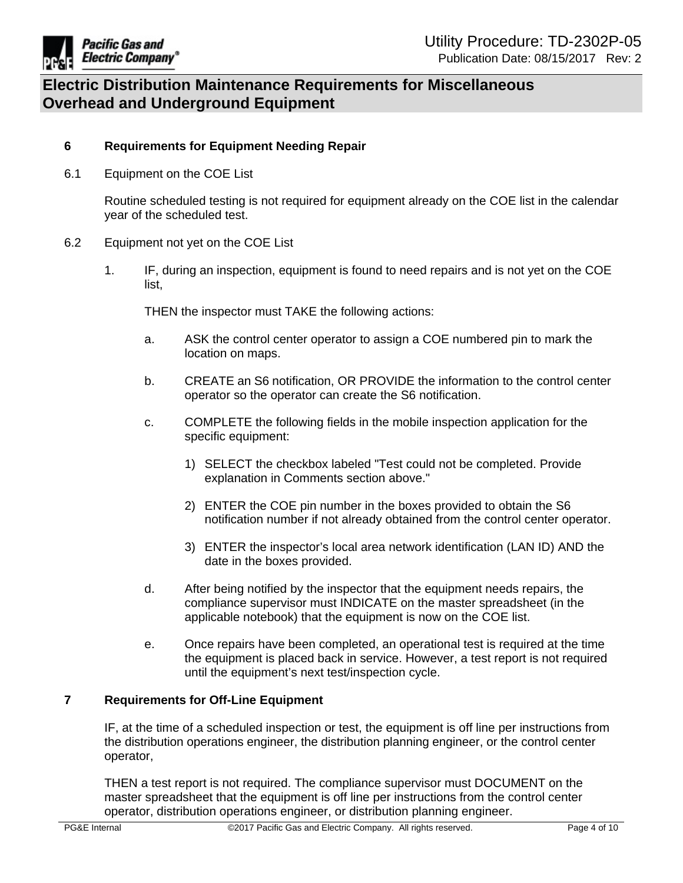## 6 Requirements for Equipment Needing Repair

6.1 Equipment on the COE List

Routine scheduled testing is not required for equipment already on the COE list in the calendar year of the scheduled test.

6.2 Equipment not yet on the COE List

1. IF, during an inspection, equipment is found to need repairs and is not yet on the COE list,

   THEN the inspector must TAKE the following actions:

   a. ASK the control center operator to assign a COE numbered pin to mark the location on maps.

   b. CREATE an S6 notification, OR PROVIDE the information to the control center operator so the operator can create the S6 notification.

   c. COMPLETE the following fields in the mobile inspection application for the specific equipment:

      1) SELECT the checkbox labeled "Test could not be completed. Provide explanation in Comments section above."

      2) ENTER the COE pin number in the boxes provided to obtain the S6 notification number if not already obtained from the control center operator.

      3) ENTER the inspector's local area network identification (LAN ID) AND the date in the boxes provided.

   d. After being notified by the inspector that the equipment needs repairs, the compliance supervisor must INDICATE on the master spreadsheet (in the applicable notebook) that the equipment is now on the COE list.

   e. Once repairs have been completed, an operational test is required at the time the equipment is placed back in service. However, a test report is not required until the equipment's next test/inspection cycle.

## 7 Requirements for Off-Line Equipment

IF, at the time of a scheduled inspection or test, the equipment is off line per instructions from the distribution operations engineer, the distribution planning engineer, or the control center operator,

THEN a test report is not required. The compliance supervisor must DOCUMENT on the master spreadsheet that the equipment is off line per instructions from the control center operator, distribution operations engineer, or distribution planning engineer.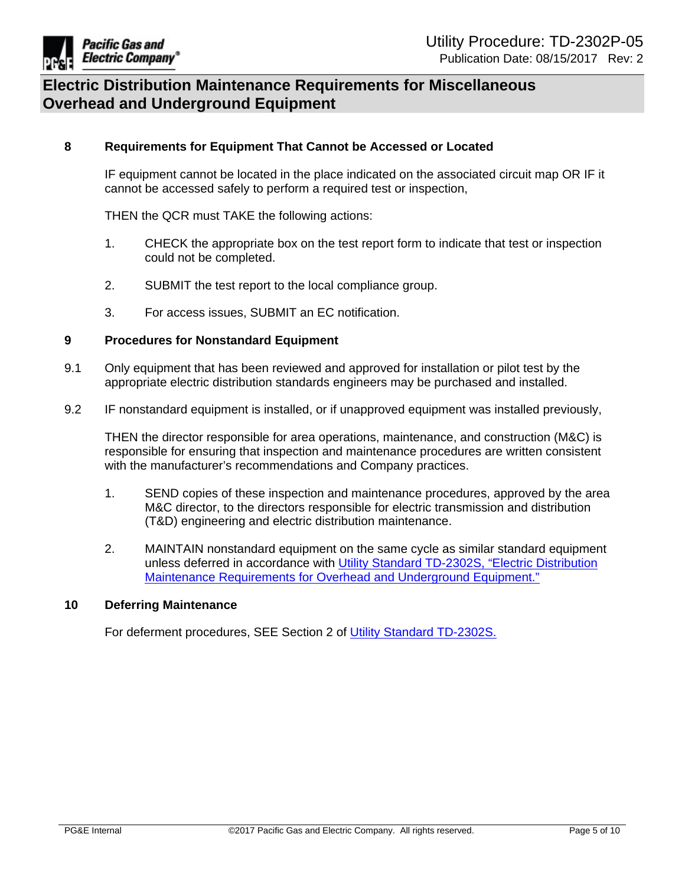## 8 Requirements for Equipment That Cannot be Accessed or Located

IF equipment cannot be located in the place indicated on the associated circuit map OR IF it cannot be accessed safely to perform a required test or inspection,

THEN the QCR must TAKE the following actions:

1. CHECK the appropriate box on the test report form to indicate that test or inspection could not be completed.
2. SUBMIT the test report to the local compliance group.
3. For access issues, SUBMIT an EC notification.

## 9 Procedures for Nonstandard Equipment

9.1 Only equipment that has been reviewed and approved for installation or pilot test by the appropriate electric distribution standards engineers may be purchased and installed.

9.2 IF nonstandard equipment is installed, or if unapproved equipment was installed previously,

THEN the director responsible for area operations, maintenance, and construction (M&C) is responsible for ensuring that inspection and maintenance procedures are written consistent with the manufacturer's recommendations and Company practices.

1. SEND copies of these inspection and maintenance procedures, approved by the area M&C director, to the directors responsible for electric transmission and distribution (T&D) engineering and electric distribution maintenance.
2. MAINTAIN nonstandard equipment on the same cycle as similar standard equipment unless deferred in accordance with Utility Standard TD-2302S, "Electric Distribution Maintenance Requirements for Overhead and Underground Equipment."

## 10 Deferring Maintenance

For deferment procedures, SEE Section 2 of Utility Standard TD-2302S.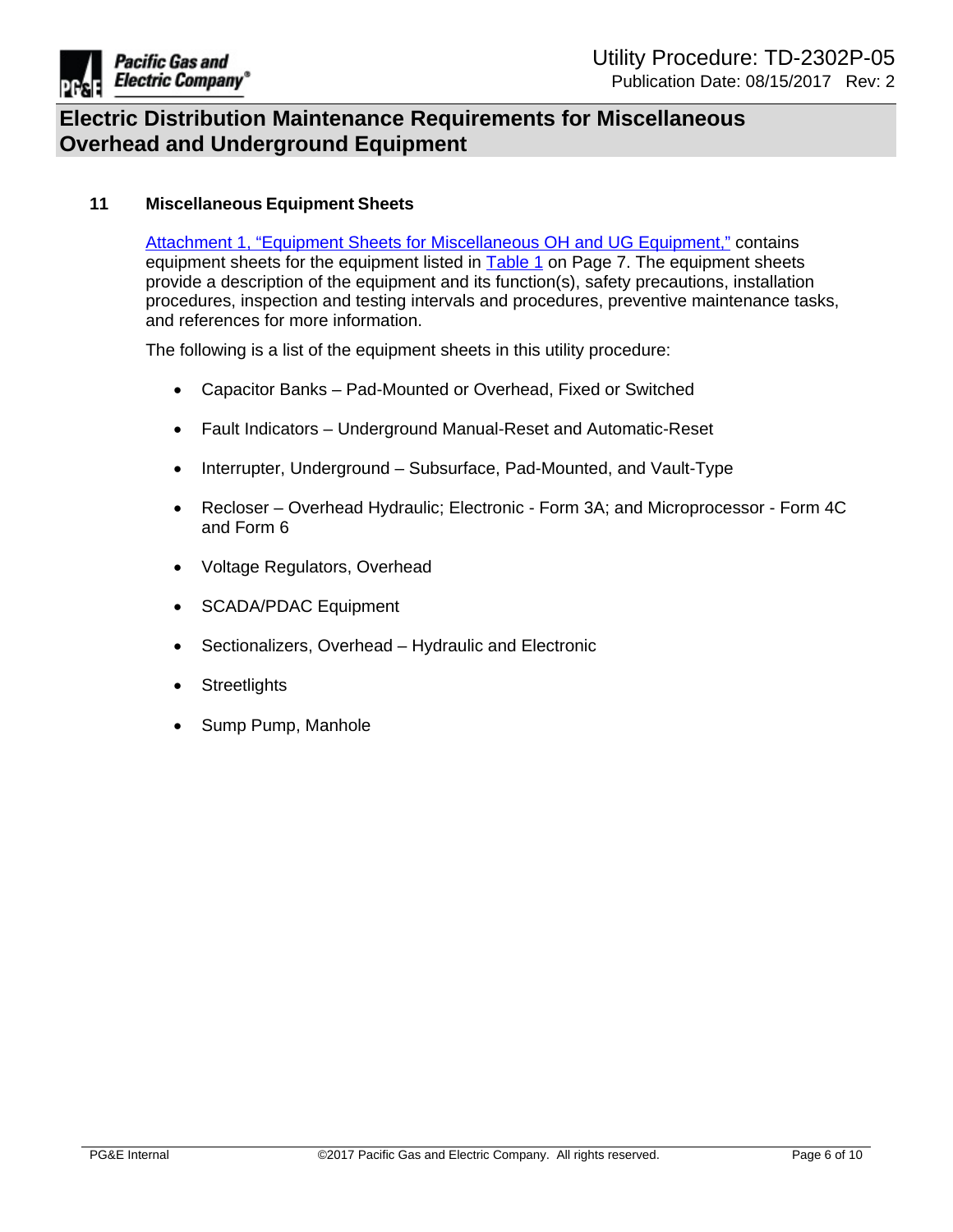## 11 Miscellaneous Equipment Sheets

Attachment 1, "Equipment Sheets for Miscellaneous OH and UG Equipment," contains equipment sheets for the equipment listed in Table 1 on Page 7. The equipment sheets provide a description of the equipment and its function(s), safety precautions, installation procedures, inspection and testing intervals and procedures, preventive maintenance tasks, and references for more information.

The following is a list of the equipment sheets in this utility procedure:

- Capacitor Banks – Pad-Mounted or Overhead, Fixed or Switched
- Fault Indicators – Underground Manual-Reset and Automatic-Reset
- Interrupter, Underground – Subsurface, Pad-Mounted, and Vault-Type
- Recloser – Overhead Hydraulic; Electronic - Form 3A; and Microprocessor - Form 4C and Form 6
- Voltage Regulators, Overhead
- SCADA/PDAC Equipment
- Sectionalizers, Overhead – Hydraulic and Electronic
- Streetlights
- Sump Pump, Manhole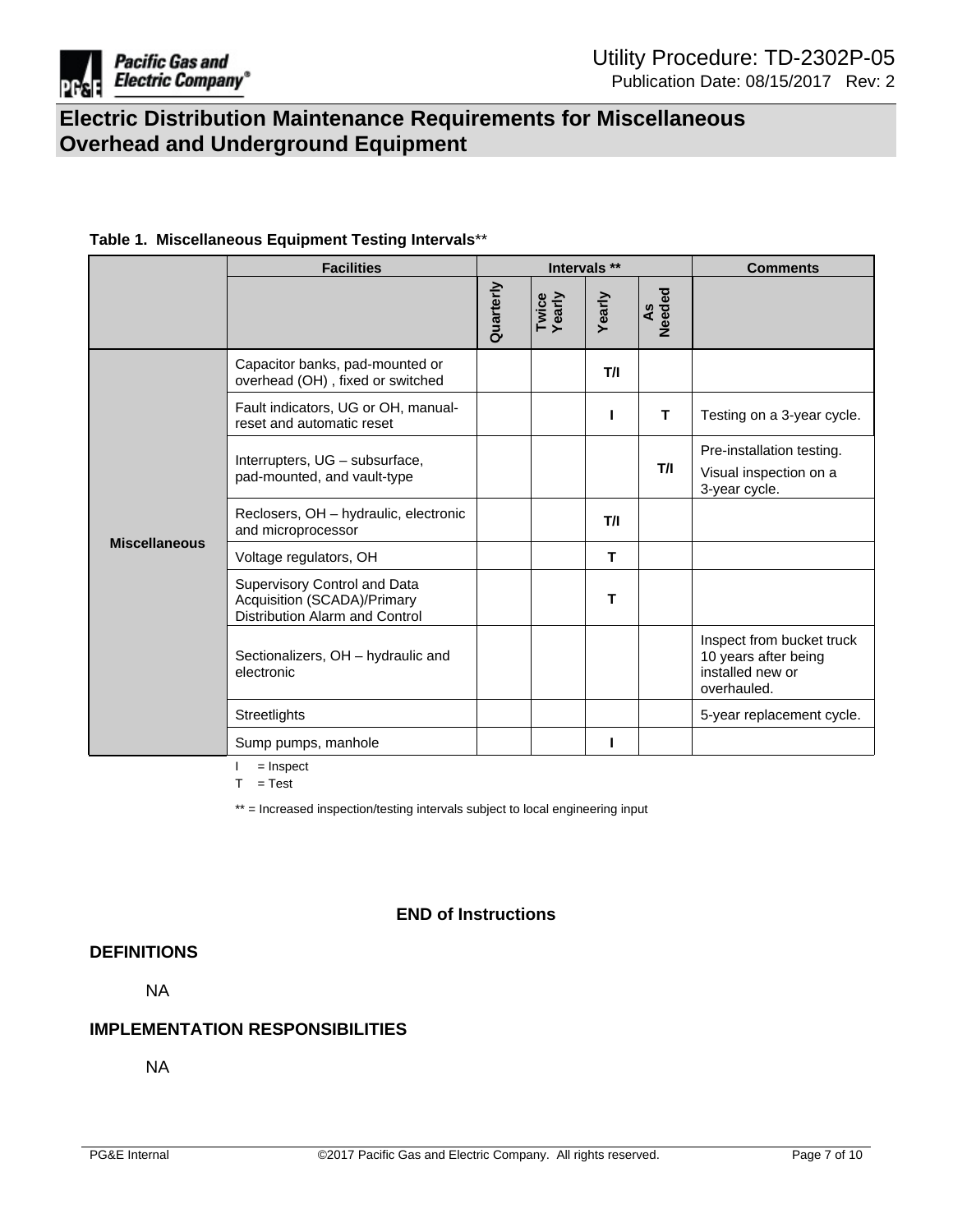**Table 1. Miscellaneous Equipment Testing Intervals**\*\*

| | Facilities | Intervals ** | | | | Comments |
|---|---|---|---|---|---|---|
| | | Quarterly | Twice Yearly | Yearly | As Needed | |
| Miscellaneous | Capacitor banks, pad-mounted or overhead (OH) , fixed or switched | | | **T/I** | | |
| | Fault indicators, UG or OH, manual-reset and automatic reset | | | **I** | **T** | Testing on a 3-year cycle. |
| | Interrupters, UG – subsurface, pad-mounted, and vault-type | | | | **T/I** | Pre-installation testing. Visual inspection on a 3-year cycle. |
| | Reclosers, OH – hydraulic, electronic and microprocessor | | | **T/I** | | |
| | Voltage regulators, OH | | | **T** | | |
| | Supervisory Control and Data Acquisition (SCADA)/Primary Distribution Alarm and Control | | | **T** | | |
| | Sectionalizers, OH – hydraulic and electronic | | | | | Inspect from bucket truck 10 years after being installed new or overhauled. |
| | Streetlights | | | | | 5-year replacement cycle. |
| | Sump pumps, manhole | | | **I** | | |

I = Inspect

T = Test

** = Increased inspection/testing intervals subject to local engineering input

**END of Instructions**

## DEFINITIONS

NA

## IMPLEMENTATION RESPONSIBILITIES

NA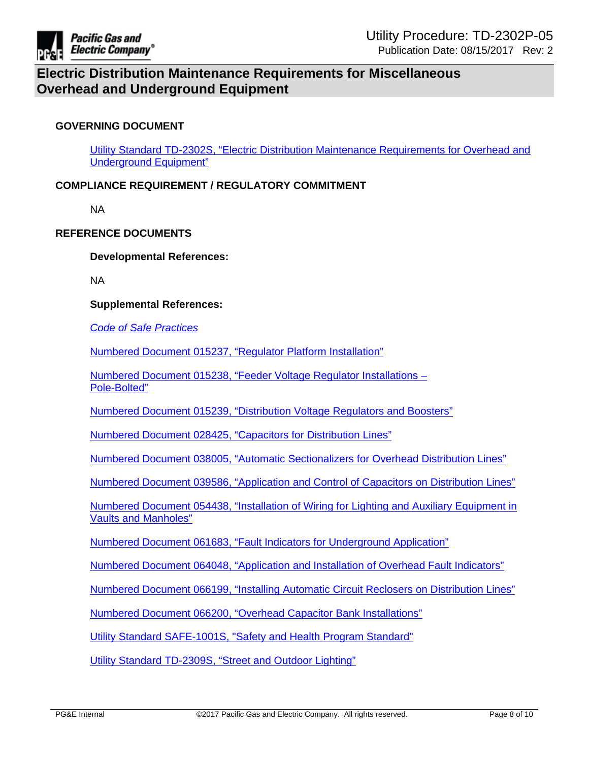# Electric Distribution Maintenance Requirements for Miscellaneous Overhead and Underground Equipment

## GOVERNING DOCUMENT

Utility Standard TD-2302S, "Electric Distribution Maintenance Requirements for Overhead and Underground Equipment"

## COMPLIANCE REQUIREMENT / REGULATORY COMMITMENT

NA

## REFERENCE DOCUMENTS

**Developmental References:**

NA

**Supplemental References:**

*Code of Safe Practices*

Numbered Document 015237, "Regulator Platform Installation"

Numbered Document 015238, "Feeder Voltage Regulator Installations – Pole-Bolted"

Numbered Document 015239, "Distribution Voltage Regulators and Boosters"

Numbered Document 028425, "Capacitors for Distribution Lines"

Numbered Document 038005, "Automatic Sectionalizers for Overhead Distribution Lines"

Numbered Document 039586, "Application and Control of Capacitors on Distribution Lines"

Numbered Document 054438, "Installation of Wiring for Lighting and Auxiliary Equipment in Vaults and Manholes"

Numbered Document 061683, "Fault Indicators for Underground Application"

Numbered Document 064048, "Application and Installation of Overhead Fault Indicators"

Numbered Document 066199, "Installing Automatic Circuit Reclosers on Distribution Lines"

Numbered Document 066200, "Overhead Capacitor Bank Installations"

Utility Standard SAFE-1001S, "Safety and Health Program Standard"

Utility Standard TD-2309S, "Street and Outdoor Lighting"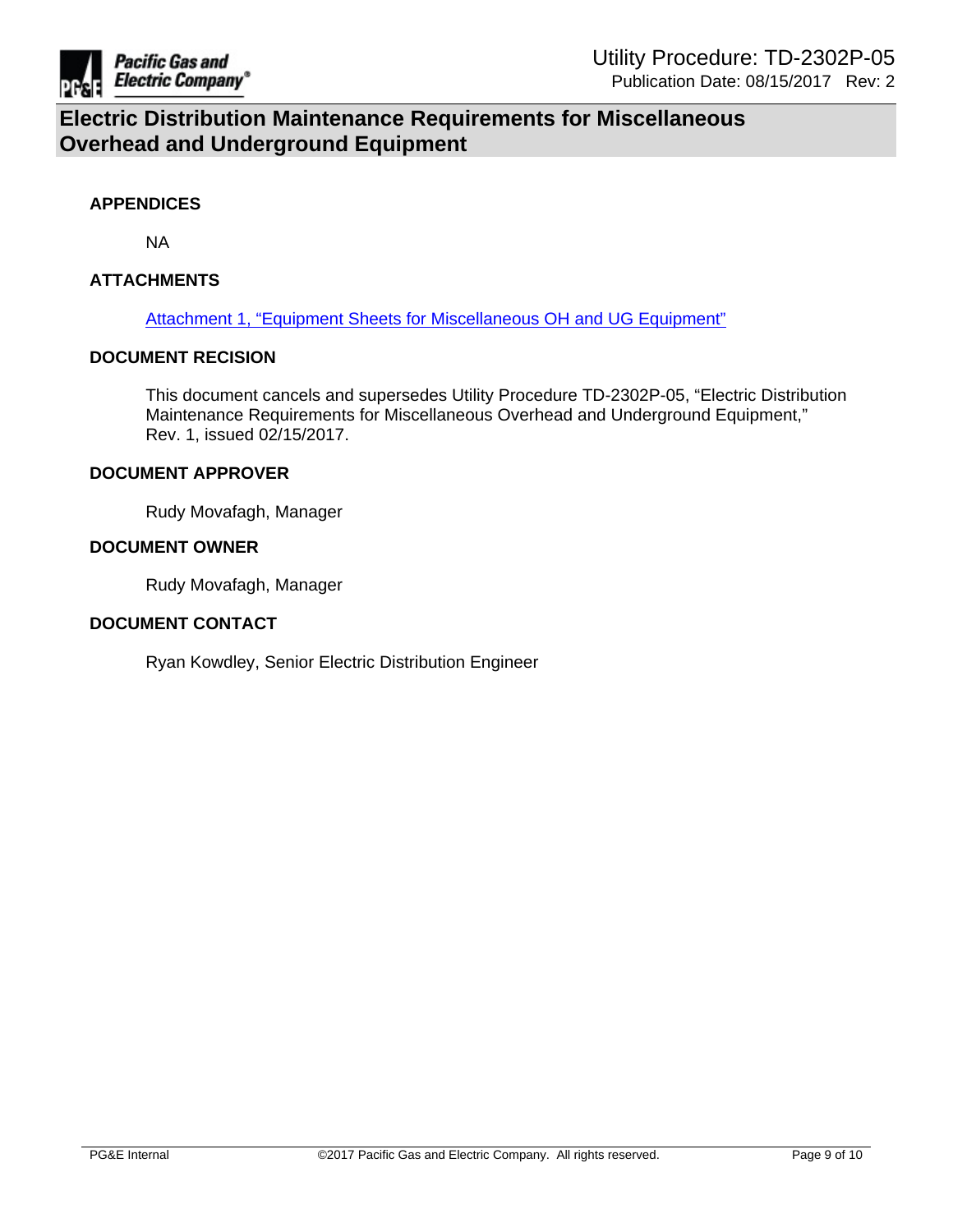## APPENDICES

NA

## ATTACHMENTS

Attachment 1, "Equipment Sheets for Miscellaneous OH and UG Equipment"

## DOCUMENT RECISION

This document cancels and supersedes Utility Procedure TD-2302P-05, "Electric Distribution Maintenance Requirements for Miscellaneous Overhead and Underground Equipment," Rev. 1, issued 02/15/2017.

## DOCUMENT APPROVER

Rudy Movafagh, Manager

## DOCUMENT OWNER

Rudy Movafagh, Manager

## DOCUMENT CONTACT

Ryan Kowdley, Senior Electric Distribution Engineer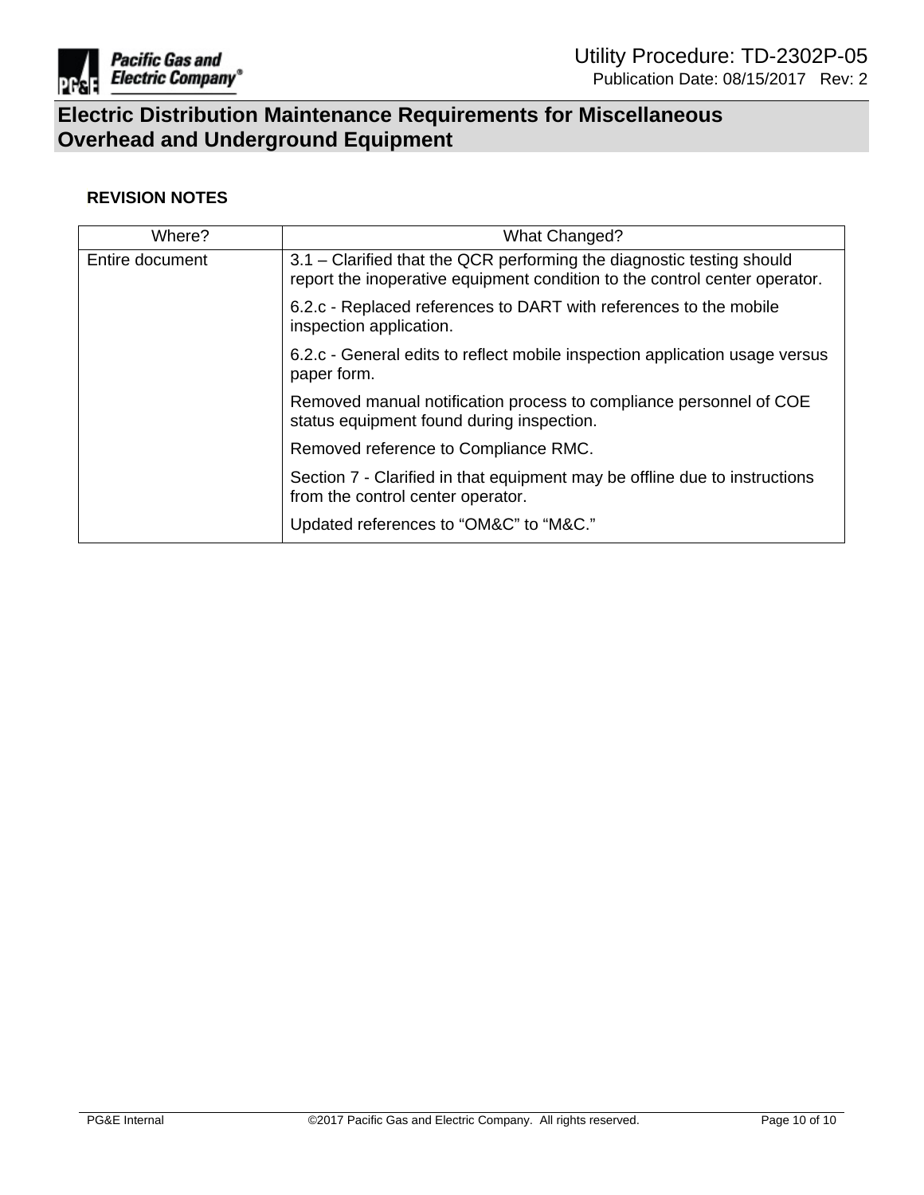**REVISION NOTES**

| Where? | What Changed? |
| --- | --- |
| Entire document | 3.1 – Clarified that the QCR performing the diagnostic testing should report the inoperative equipment condition to the control center operator.<br><br>6.2.c - Replaced references to DART with references to the mobile inspection application.<br><br>6.2.c - General edits to reflect mobile inspection application usage versus paper form.<br><br>Removed manual notification process to compliance personnel of COE status equipment found during inspection.<br><br>Removed reference to Compliance RMC.<br><br>Section 7 - Clarified in that equipment may be offline due to instructions from the control center operator.<br><br>Updated references to “OM&C” to “M&C.” |